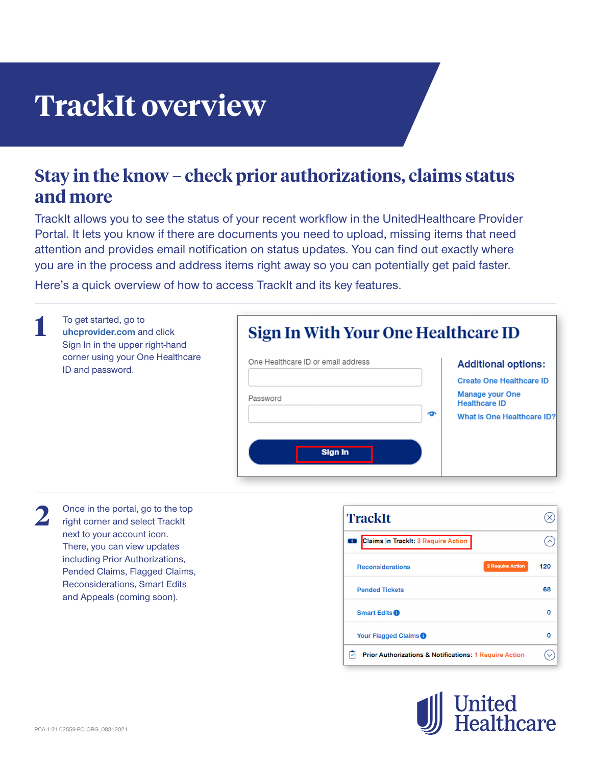# TrackIt overview

## Stay in the know – check prior authorizations, claims status and more

TrackIt allows you to see the status of your recent workflow in the UnitedHealthcare Provider Portal. It lets you know if there are documents you need to upload, missing items that need attention and provides email notification on status updates. You can find out exactly where you are in the process and address items right away so you can potentially get paid faster.

Here's a quick overview of how to access TrackIt and its key features.

---

**1** To get started, go to **uhcprovider.com** and click Sign In in the upper right-hand corner using your One Healthcare ID and password.

**Sign In With Your One Healthcare ID**

One Healthcare ID or email address

Password

Sign In

**Additional options:**

- Create One Healthcare ID
- Manage your One Healthcare ID
- What Is One Healthcare ID?

---

**2** Once in the portal, go to the top right corner and select TrackIt next to your account icon. There, you can view updates including Prior Authorizations, Pended Claims, Flagged Claims, Reconsiderations, Smart Edits and Appeals (coming soon).

**TrackIt**

Claims in TrackIt: 3 Require Action

| | | |
|---|---|---|
| Reconsiderations | 3 Require Action | 120 |
| Pended Tickets | | 68 |
| Smart Edits | | 0 |
| Your Flagged Claims | | 0 |

Prior Authorizations & Notifications: 1 Require Action

PCA-1-21-02559-PO-QRG_08312021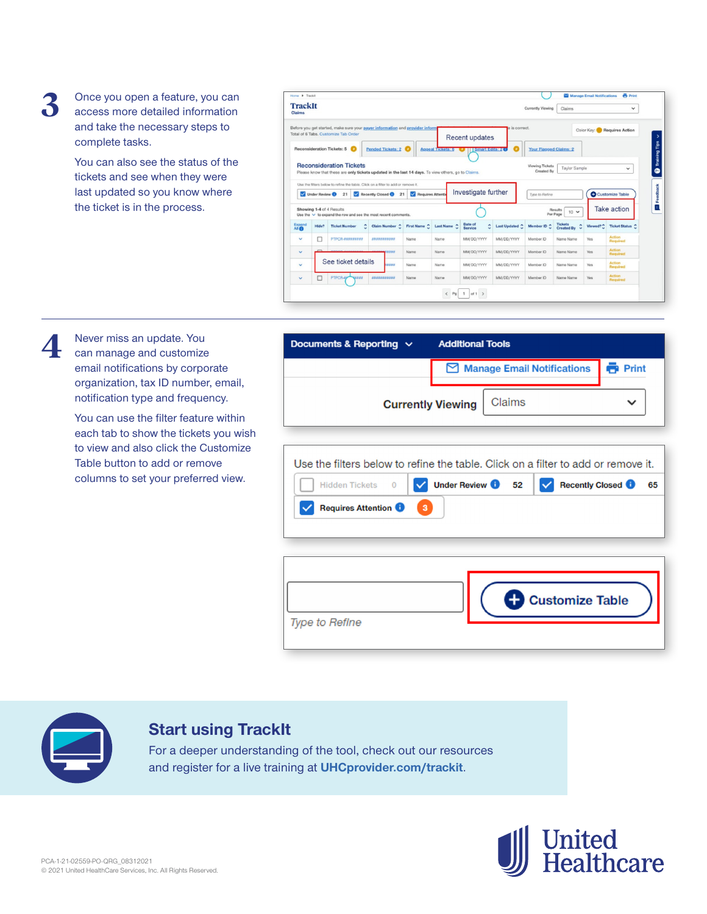## 3

Once you open a feature, you can access more detailed information and take the necessary steps to complete tasks.

You can also see the status of the tickets and see when they were last updated so you know where the ticket is in the process.

Recent updates

Investigate further

Take action

See ticket details

## 4

Never miss an update. You can manage and customize email notifications by corporate organization, tax ID number, email, notification type and frequency.

You can use the filter feature within each tab to show the tickets you wish to view and also click the Customize Table button to add or remove columns to set your preferred view.

Documents & Reporting | Additional Tools

Manage Email Notifications | Print

Currently Viewing | Claims

Use the filters below to refine the table. Click on a filter to add or remove it.

Hidden Tickets 0 | Under Review 52 | Recently Closed 65

Requires Attention 3

Type to Refine | Customize Table

## Start using TrackIt

For a deeper understanding of the tool, check out our resources and register for a live training at **UHCprovider.com/trackit**.

PCA-1-21-02559-PO-QRG_08312021

© 2021 United HealthCare Services, Inc. All Rights Reserved.

United Healthcare